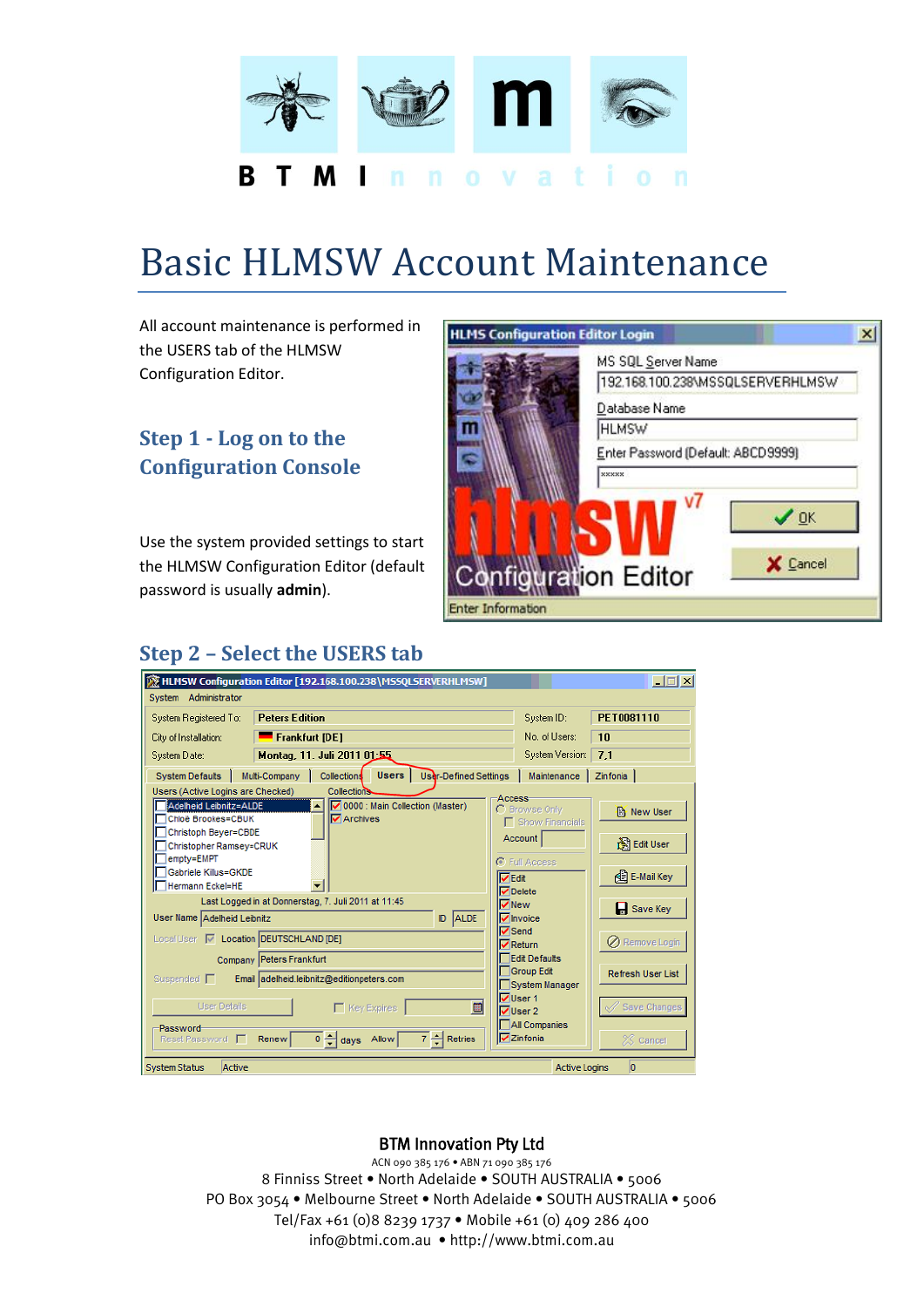B T M I n n o v a t i o n

# Basic HLMSW Account Maintenance

All account maintenance is performed in the USERS tab of the HLMSW Configuration Editor.

## Step 1 - Log on to the Configuration Console

Use the system provided settings to start the HLMSW Configuration Editor (default password is usually **admin**).

## Step 2 – Select the USERS tab

**BTM Innovation Pty Ltd**

ACN 090 385 176 • ABN 71 090 385 176

8 Finniss Street • North Adelaide • SOUTH AUSTRALIA • 5006

PO Box 3054 • Melbourne Street • North Adelaide • SOUTH AUSTRALIA • 5006

Tel/Fax +61 (0)8 8239 1737 • Mobile +61 (0) 409 286 400

info@btmi.com.au • http://www.btmi.com.au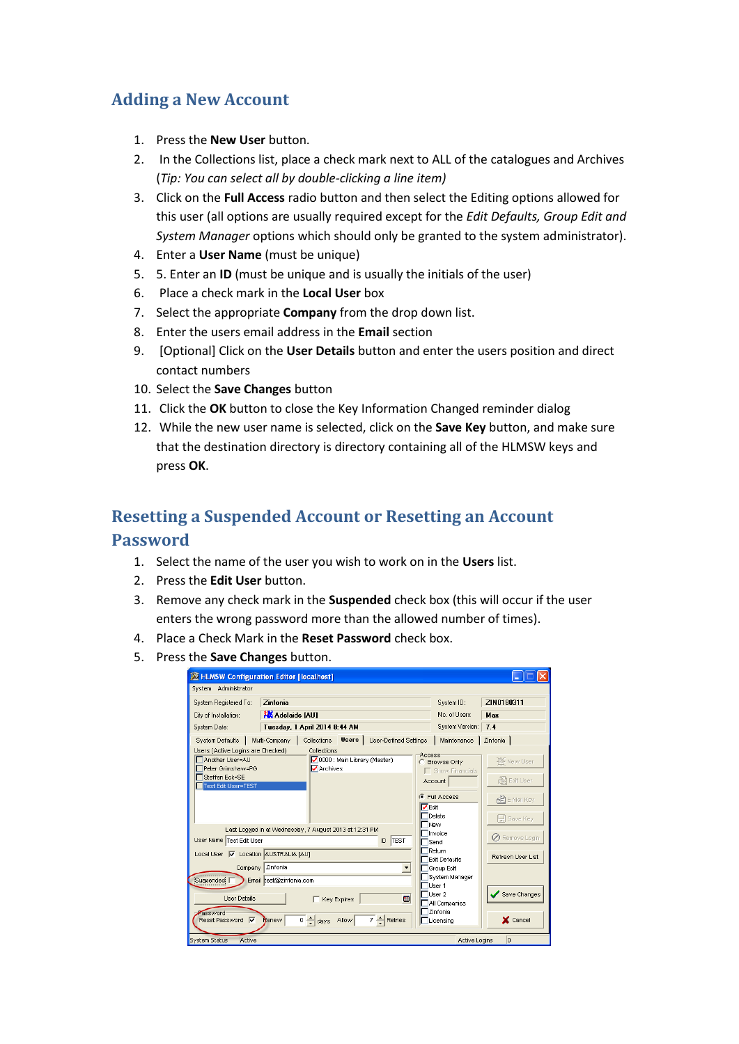## Adding a New Account

1. Press the **New User** button.
2. In the Collections list, place a check mark next to ALL of the catalogues and Archives (*Tip: You can select all by double-clicking a line item)*
3. Click on the **Full Access** radio button and then select the Editing options allowed for this user (all options are usually required except for the *Edit Defaults, Group Edit and System Manager* options which should only be granted to the system administrator).
4. Enter a **User Name** (must be unique)
5. 5. Enter an **ID** (must be unique and is usually the initials of the user)
6. Place a check mark in the **Local User** box
7. Select the appropriate **Company** from the drop down list.
8. Enter the users email address in the **Email** section
9. [Optional] Click on the **User Details** button and enter the users position and direct contact numbers
10. Select the **Save Changes** button
11. Click the **OK** button to close the Key Information Changed reminder dialog
12. While the new user name is selected, click on the **Save Key** button, and make sure that the destination directory is directory containing all of the HLMSW keys and press **OK**.

## Resetting a Suspended Account or Resetting an Account Password

1. Select the name of the user you wish to work on in the **Users** list.
2. Press the **Edit User** button.
3. Remove any check mark in the **Suspended** check box (this will occur if the user enters the wrong password more than the allowed number of times).
4. Place a Check Mark in the **Reset Password** check box.
5. Press the **Save Changes** button.